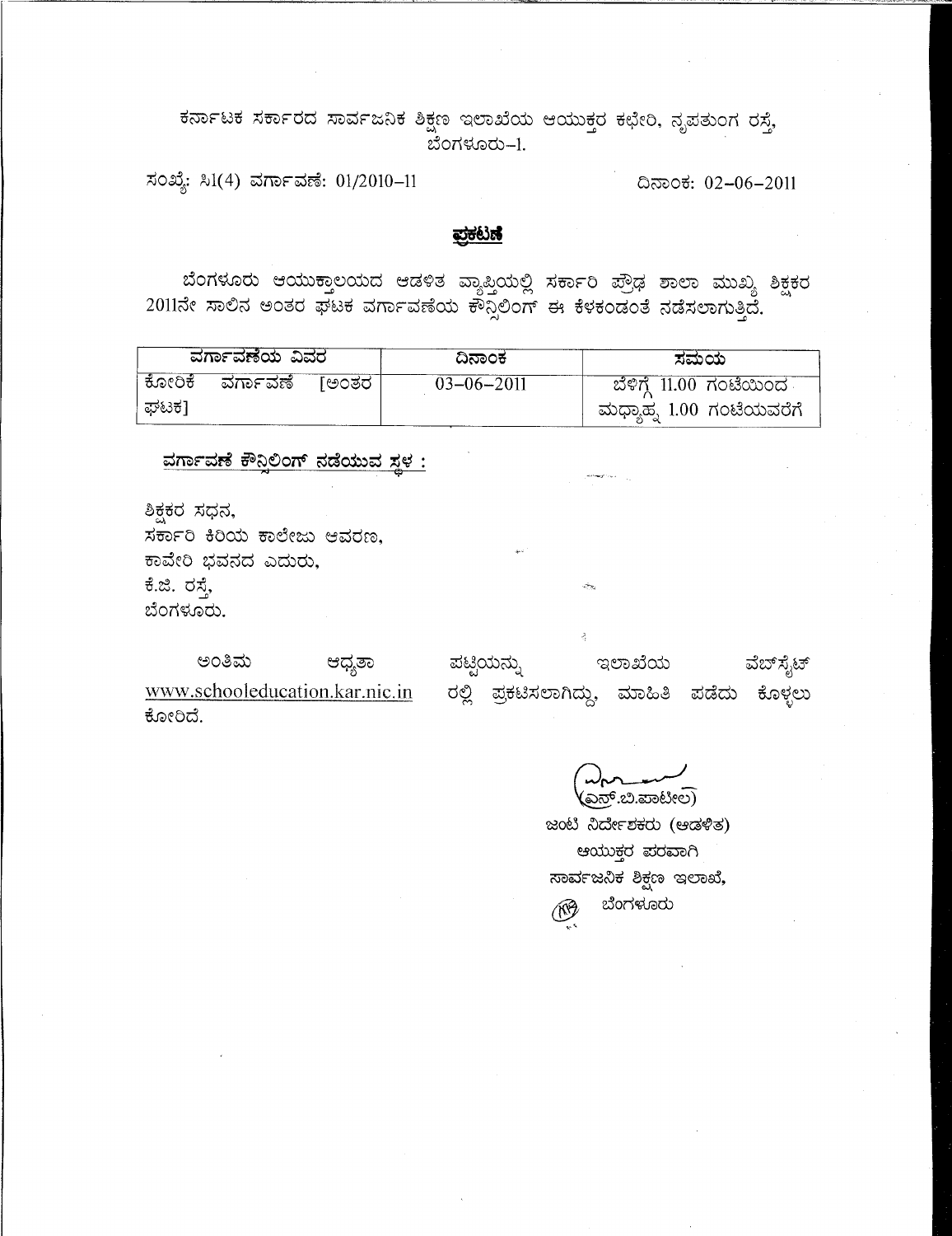ಕರ್ನಾಟಕ ಸರ್ಕಾರದ ಸಾರ್ವಜನಿಕ ಶಿಕ್ಷಣ ಇಲಾಖೆಯ ಆಯುಕ್ತರ ಕಛೇರಿ, ನೃಪತುಂಗ ರಸ್ತೆ, ಬೆಂಗಳೂರು-1.

ಸಂಖ್ಯೆ: ಸಿ1(4) ವರ್ಗಾವಣೆ: 01/2010-11

ದಿನಾಂಕ: 02-06-2011

## ಪ್ರಕಟಣೆ

ಬೆಂಗಳೂರು ಆಯುಕ್ತಾಲಯದ ಆಡಳಿತ ವ್ಯಾಪ್ತಿಯಲ್ಲಿ ಸರ್ಕಾರಿ ಪ್ರೌಢ ಶಾಲಾ ಮುಖ್ಯ ಶಿಕ್ಷಕರ 2011ನೇ ಸಾಲಿನ ಅಂತರ ಘಟಕ ವರ್ಗಾವಣೆಯ ಕೌನ್ಸಿಲಿಂಗ್ ಈ ಕೆಳಕಂಡಂತೆ ನಡೆಸಲಾಗುತ್ತಿದೆ.

| ವರ್ಗಾವಣೆಯ ವಿವರ | ದಿನಾಂಕ | ಸಮಯ |
|---|---|---|
| ಕೋರಿಕೆ ವರ್ಗಾವಣೆ [ಅಂತರ ಘಟಕ] | 03-06-2011 | ಬೆಳಿಗ್ಗೆ 11.00 ಗಂಟೆಯಿಂದ ಮಧ್ಯಾಹ್ನ 1.00 ಗಂಟೆಯವರೆಗೆ |

**ವರ್ಗಾವಣೆ ಕೌನ್ಸಿಲಿಂಗ್ ನಡೆಯುವ ಸ್ಥಳ :**

ಶಿಕ್ಷಕರ ಸಧನ,
ಸರ್ಕಾರಿ ಕಿರಿಯ ಕಾಲೇಜು ಆವರಣ,
ಕಾವೇರಿ ಭವನದ ಎದುರು,
ಕೆ.ಜಿ. ರಸ್ತೆ,
ಬೆಂಗಳೂರು.

ಅಂತಿಮ ಆದ್ಯತಾ ಪಟ್ಟಿಯನ್ನು ಇಲಾಖೆಯ ವೆಬ್‌ಸೈಟ್ www.schooleducation.kar.nic.in ರಲ್ಲಿ ಪ್ರಕಟಿಸಲಾಗಿದ್ದು, ಮಾಹಿತಿ ಪಡೆದು ಕೊಳ್ಳಲು ಕೋರಿದೆ.

(ಎನ್.ಬಿ.ಪಾಟೀಲ)
ಜಂಟಿ ನಿರ್ದೇಶಕರು (ಆಡಳಿತ)
ಆಯುಕ್ತರ ಪರವಾಗಿ
ಸಾರ್ವಜನಿಕ ಶಿಕ್ಷಣ ಇಲಾಖೆ,
ಬೆಂಗಳೂರು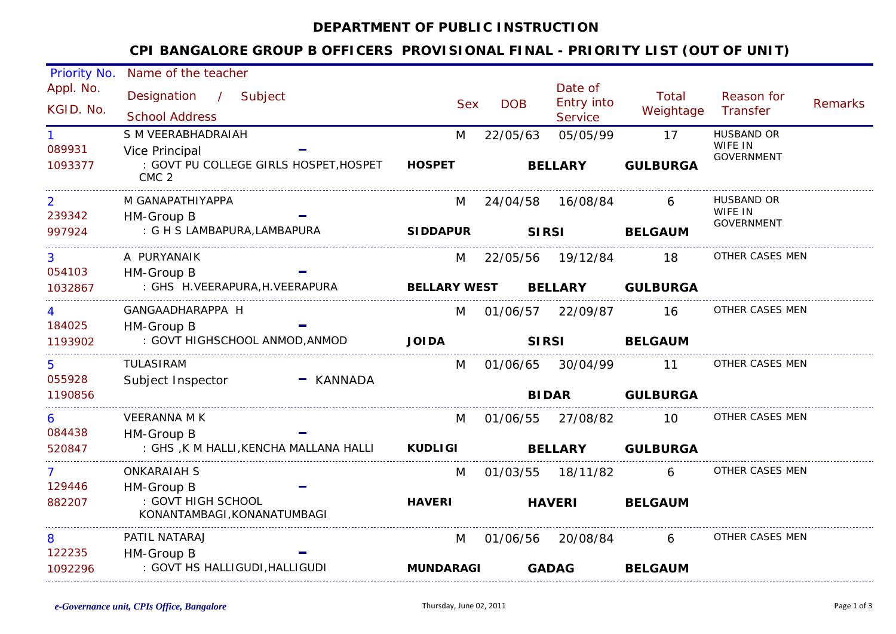# DEPARTMENT OF PUBLIC INSTRUCTION

## CPI BANGALORE GROUP B OFFICERS PROVISIONAL FINAL - PRIORITY LIST (OUT OF UNIT)

| Priority No. / Appl. No. / KGID. No. | Name of the teacher / Designation / Subject / School Address | Sex | DOB | Date of Entry into Service | Total Weightage | Reason for Transfer | Remarks |
|---|---|---|---|---|---|---|---|
| 1 / 089931 / 1093377 | S M VEERABHADRAIAH / Vice Principal - / : GOVT PU COLLEGE GIRLS HOSPET,HOSPET CMC 2 / **HOSPET** **BELLARY** **GULBURGA** | M | 22/05/63 | 05/05/99 | 17 | HUSBAND OR WIFE IN GOVERNMENT | |
| 2 / 239342 / 997924 | M GANAPATHIYAPPA / HM-Group B - / : G H S LAMBAPURA,LAMBAPURA / **SIDDAPUR** **SIRSI** **BELGAUM** | M | 24/04/58 | 16/08/84 | 6 | HUSBAND OR WIFE IN GOVERNMENT | |
| 3 / 054103 / 1032867 | A PURYANAIK / HM-Group B - / : GHS H.VEERAPURA,H.VEERAPURA / **BELLARY WEST** **BELLARY** **GULBURGA** | M | 22/05/56 | 19/12/84 | 18 | OTHER CASES MEN | |
| 4 / 184025 / 1193902 | GANGAADHARAPPA H / HM-Group B - / : GOVT HIGHSCHOOL ANMOD,ANMOD / **JOIDA** **SIRSI** **BELGAUM** | M | 01/06/57 | 22/09/87 | 16 | OTHER CASES MEN | |
| 5 / 055928 / 1190856 | TULASIRAM / Subject Inspector - KANNADA / **BIDAR** **GULBURGA** | M | 01/06/65 | 30/04/99 | 11 | OTHER CASES MEN | |
| 6 / 084438 / 520847 | VEERANNA M K / HM-Group B - / : GHS ,K M HALLI,KENCHA MALLANA HALLI / **KUDLIGI** **BELLARY** **GULBURGA** | M | 01/06/55 | 27/08/82 | 10 | OTHER CASES MEN | |
| 7 / 129446 / 882207 | ONKARAIAH S / HM-Group B - / : GOVT HIGH SCHOOL KONANTAMBAGI,KONANATUMBAGI / **HAVERI** **HAVERI** **BELGAUM** | M | 01/03/55 | 18/11/82 | 6 | OTHER CASES MEN | |
| 8 / 122235 / 1092296 | PATIL NATARAJ / HM-Group B - / : GOVT HS HALLIGUDI,HALLIGUDI / **MUNDARAGI** **GADAG** **BELGAUM** | M | 01/06/56 | 20/08/84 | 6 | OTHER CASES MEN | |

*e-Governance unit, CPIs Office, Bangalore* Thursday, June 02, 2011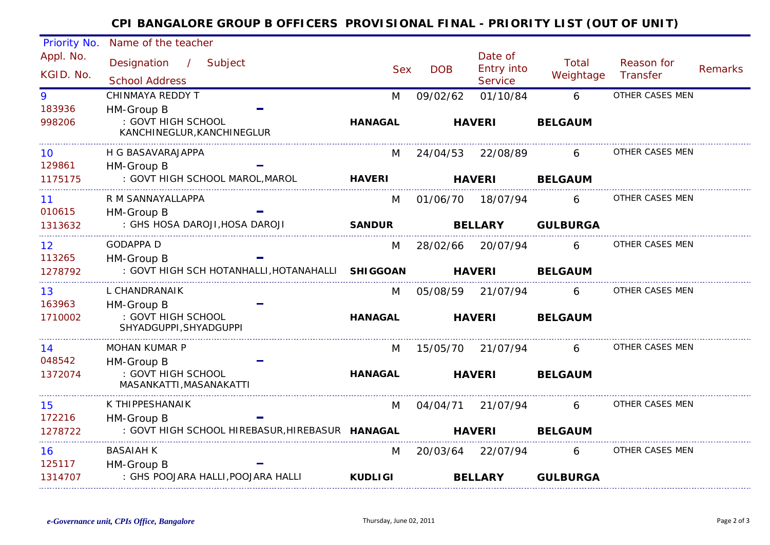# CPI BANGALORE GROUP B OFFICERS PROVISIONAL FINAL - PRIORITY LIST (OUT OF UNIT)

| Priority No. / Appl. No. / KGID. No. | Name of the teacher / Designation / Subject / School Address | | Sex | DOB | Date of Entry into Service | Total Weightage | Reason for Transfer | Remarks |
|---|---|---|---|---|---|---|---|---|
| 9 / 183936 / 998206 | CHINMAYA REDDY T / HM-Group B - / : GOVT HIGH SCHOOL KANCHINEGLUR,KANCHINEGLUR | **HANAGAL** | M | 09/02/62 | 01/10/84 | 6 | OTHER CASES MEN | |
| | | | | **HAVERI** | | **BELGAUM** | | |
| 10 / 129861 / 1175175 | H G BASAVARAJAPPA / HM-Group B - / : GOVT HIGH SCHOOL MAROL,MAROL | **HAVERI** | M | 24/04/53 | 22/08/89 | 6 | OTHER CASES MEN | |
| | | | | **HAVERI** | | **BELGAUM** | | |
| 11 / 010615 / 1313632 | R M SANNAYALLAPPA / HM-Group B - / : GHS HOSA DAROJI,HOSA DAROJI | **SANDUR** | M | 01/06/70 | 18/07/94 | 6 | OTHER CASES MEN | |
| | | | | **BELLARY** | | **GULBURGA** | | |
| 12 / 113265 / 1278792 | GODAPPA D / HM-Group B - / : GOVT HIGH SCH HOTANHALLI,HOTANAHALLI | **SHIGGOAN** | M | 28/02/66 | 20/07/94 | 6 | OTHER CASES MEN | |
| | | | | **HAVERI** | | **BELGAUM** | | |
| 13 / 163963 / 1710002 | L CHANDRANAIK / HM-Group B - / : GOVT HIGH SCHOOL SHYADGUPPI,SHYADGUPPI | **HANAGAL** | M | 05/08/59 | 21/07/94 | 6 | OTHER CASES MEN | |
| | | | | **HAVERI** | | **BELGAUM** | | |
| 14 / 048542 / 1372074 | MOHAN KUMAR P / HM-Group B - / : GOVT HIGH SCHOOL MASANKATTI,MASANAKATTI | **HANAGAL** | M | 15/05/70 | 21/07/94 | 6 | OTHER CASES MEN | |
| | | | | **HAVERI** | | **BELGAUM** | | |
| 15 / 172216 / 1278722 | K THIPPESHANAIK / HM-Group B - / : GOVT HIGH SCHOOL HIREBASUR,HIREBASUR | **HANAGAL** | M | 04/04/71 | 21/07/94 | 6 | OTHER CASES MEN | |
| | | | | **HAVERI** | | **BELGAUM** | | |
| 16 / 125117 / 1314707 | BASAIAH K / HM-Group B - / : GHS POOJARA HALLI,POOJARA HALLI | **KUDLIGI** | M | 20/03/64 | 22/07/94 | 6 | OTHER CASES MEN | |
| | | | | **BELLARY** | | **GULBURGA** | | |

*e-Governance unit, CPIs Office, Bangalore*

Thursday, June 02, 2011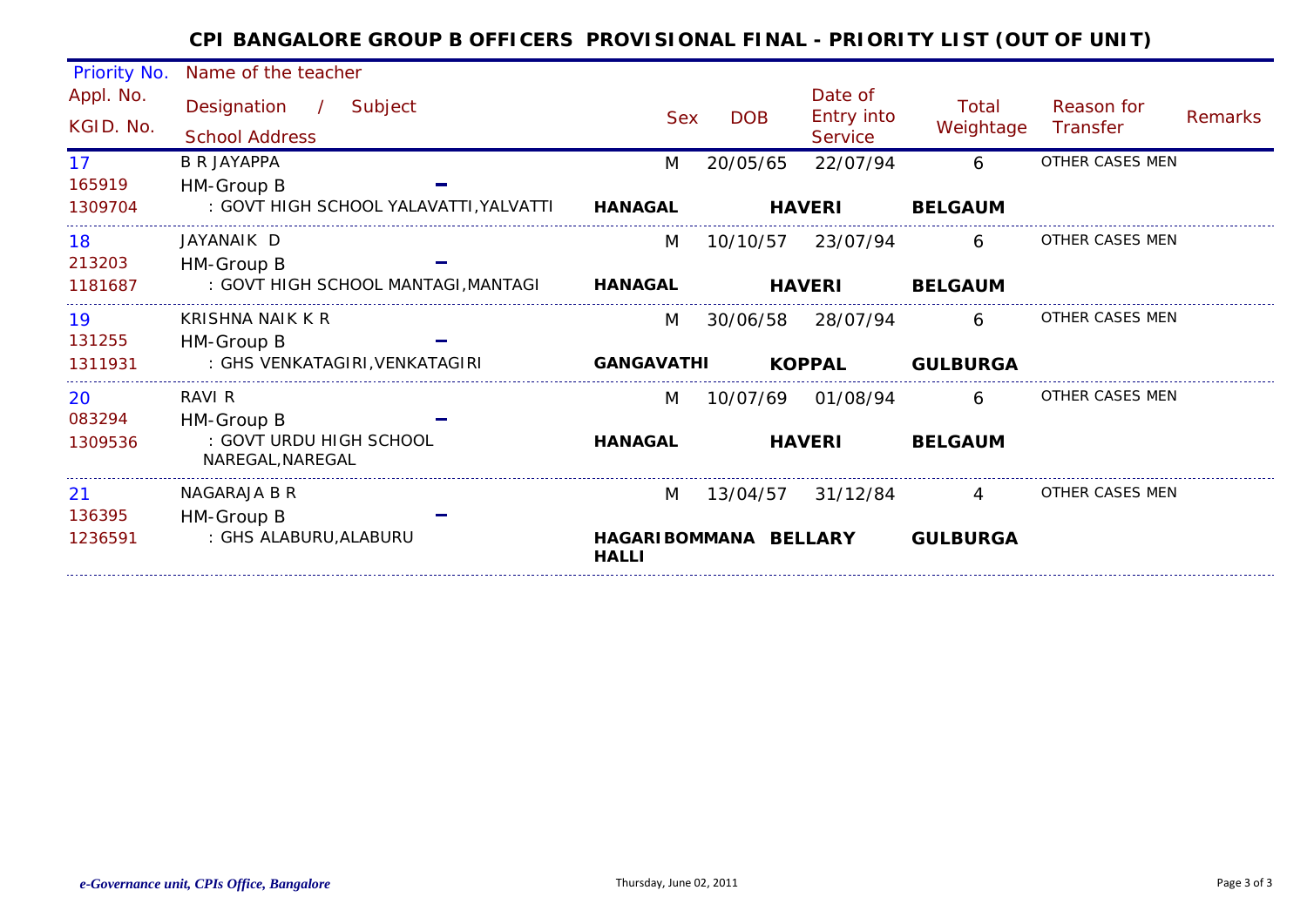# CPI BANGALORE GROUP B OFFICERS PROVISIONAL FINAL - PRIORITY LIST (OUT OF UNIT)

| Priority No. / Appl. No. / KGID. No. | Name of the teacher / Designation / Subject / School Address | | | Sex | DOB | Date of Entry into Service | Total Weightage | Reason for Transfer | Remarks |
|---|---|---|---|---|---|---|---|---|---|
| 17 / 165919 / 1309704 | B R JAYAPPA / HM-Group B - / : GOVT HIGH SCHOOL YALAVATTI,YALVATTI | HANAGAL | HAVERI / BELGAUM | M | 20/05/65 | 22/07/94 | 6 | OTHER CASES MEN | |
| 18 / 213203 / 1181687 | JAYANAIK D / HM-Group B - / : GOVT HIGH SCHOOL MANTAGI,MANTAGI | HANAGAL | HAVERI / BELGAUM | M | 10/10/57 | 23/07/94 | 6 | OTHER CASES MEN | |
| 19 / 131255 / 1311931 | KRISHNA NAIK K R / HM-Group B - / : GHS VENKATAGIRI,VENKATAGIRI | GANGAVATHI | KOPPAL / GULBURGA | M | 30/06/58 | 28/07/94 | 6 | OTHER CASES MEN | |
| 20 / 083294 / 1309536 | RAVI R / HM-Group B - / : GOVT URDU HIGH SCHOOL NAREGAL,NAREGAL | HANAGAL | HAVERI / BELGAUM | M | 10/07/69 | 01/08/94 | 6 | OTHER CASES MEN | |
| 21 / 136395 / 1236591 | NAGARAJA B R / HM-Group B - / : GHS ALABURU,ALABURU | HAGARIBOMMANA HALLI | BELLARY / GULBURGA | M | 13/04/57 | 31/12/84 | 4 | OTHER CASES MEN | |

*e-Governance unit, CPIs Office, Bangalore*

Thursday, June 02, 2011